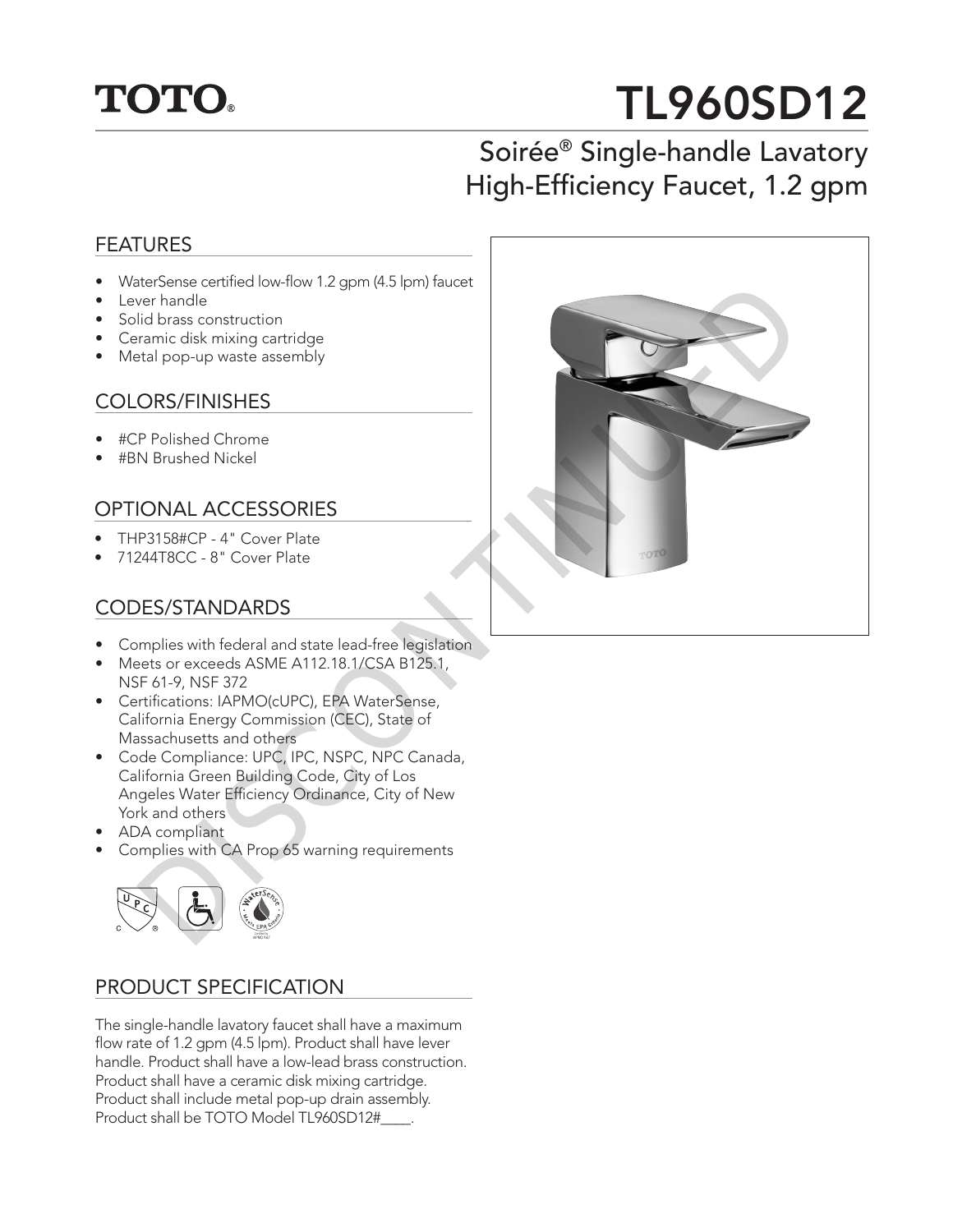TOTO®

# TL960SD12

## Soirée® Single-handle Lavatory High-Efficiency Faucet, 1.2 gpm

DISCONTINUED

### FEATURES

- WaterSense certified low-flow 1.2 gpm (4.5 lpm) faucet
- Lever handle
- Solid brass construction
- Ceramic disk mixing cartridge
- Metal pop-up waste assembly

### COLORS/FINISHES

- #CP Polished Chrome
- #BN Brushed Nickel

### OPTIONAL ACCESSORIES

- THP3158#CP - 4" Cover Plate
- 71244T8CC - 8" Cover Plate

### CODES/STANDARDS

- Complies with federal and state lead-free legislation
- Meets or exceeds ASME A112.18.1/CSA B125.1, NSF 61-9, NSF 372
- Certifications: IAPMO(cUPC), EPA WaterSense, California Energy Commission (CEC), State of Massachusetts and others
- Code Compliance: UPC, IPC, NSPC, NPC Canada, California Green Building Code, City of Los Angeles Water Efficiency Ordinance, City of New York and others
- ADA compliant
- Complies with CA Prop 65 warning requirements

### PRODUCT SPECIFICATION

The single-handle lavatory faucet shall have a maximum flow rate of 1.2 gpm (4.5 lpm). Product shall have lever handle. Product shall have a low-lead brass construction. Product shall have a ceramic disk mixing cartridge. Product shall include metal pop-up drain assembly. Product shall be TOTO Model TL960SD12#____.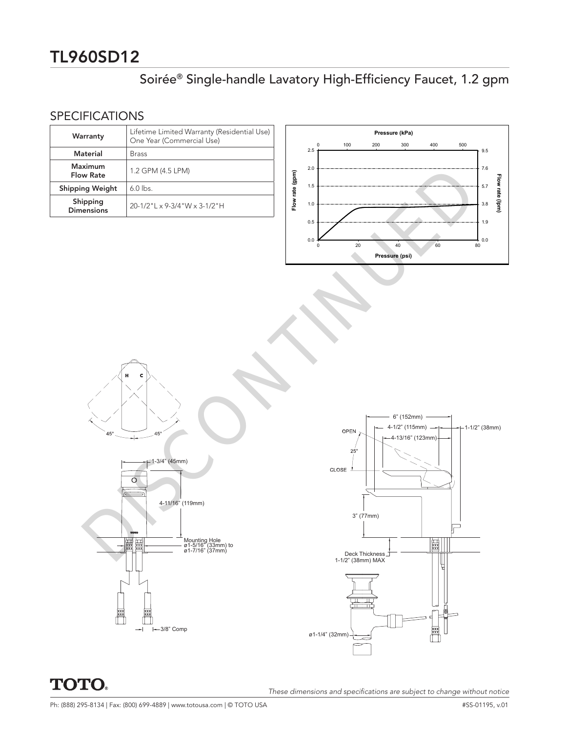# TL960SD12

## Soirée® Single-handle Lavatory High-Efficiency Faucet, 1.2 gpm

## SPECIFICATIONS

| | |
|---|---|
| **Warranty** | Lifetime Limited Warranty (Residential Use) One Year (Commercial Use) |
| **Material** | Brass |
| **Maximum Flow Rate** | 1.2 GPM (4.5 LPM) |
| **Shipping Weight** | 6.0 lbs. |
| **Shipping Dimensions** | 20-1/2"L x 9-3/4"W x 3-1/2"H |

Pressure (kPa)
0 100 200 300 400 500
Flow rate (gpm)
2.5 2.0 1.5 1.0 0.5 0.0
Flow rate (lpm)
9.5 7.6 5.7 3.8 1.9 0.0
0 20 40 60 80
Pressure (psi)

DISCONTINUED

H C
45° 45°
1-3/4" (45mm)
4-11/16" (119mm)
Mounting Hole ø1-5/16" (33mm) to ø1-7/16" (37mm)
3/8" Comp

6" (152mm)
4-1/2" (115mm)
1-1/2" (38mm)
4-13/16" (123mm)
OPEN
25°
CLOSE
3" (77mm)
Deck Thickness 1-1/2" (38mm) MAX
ø1-1/4" (32mm)

TOTO®

*These dimensions and specifications are subject to change without notice*

Ph: (888) 295-8134 | Fax: (800) 699-4889 | www.totousa.com | © TOTO USA

#SS-01195, v.01